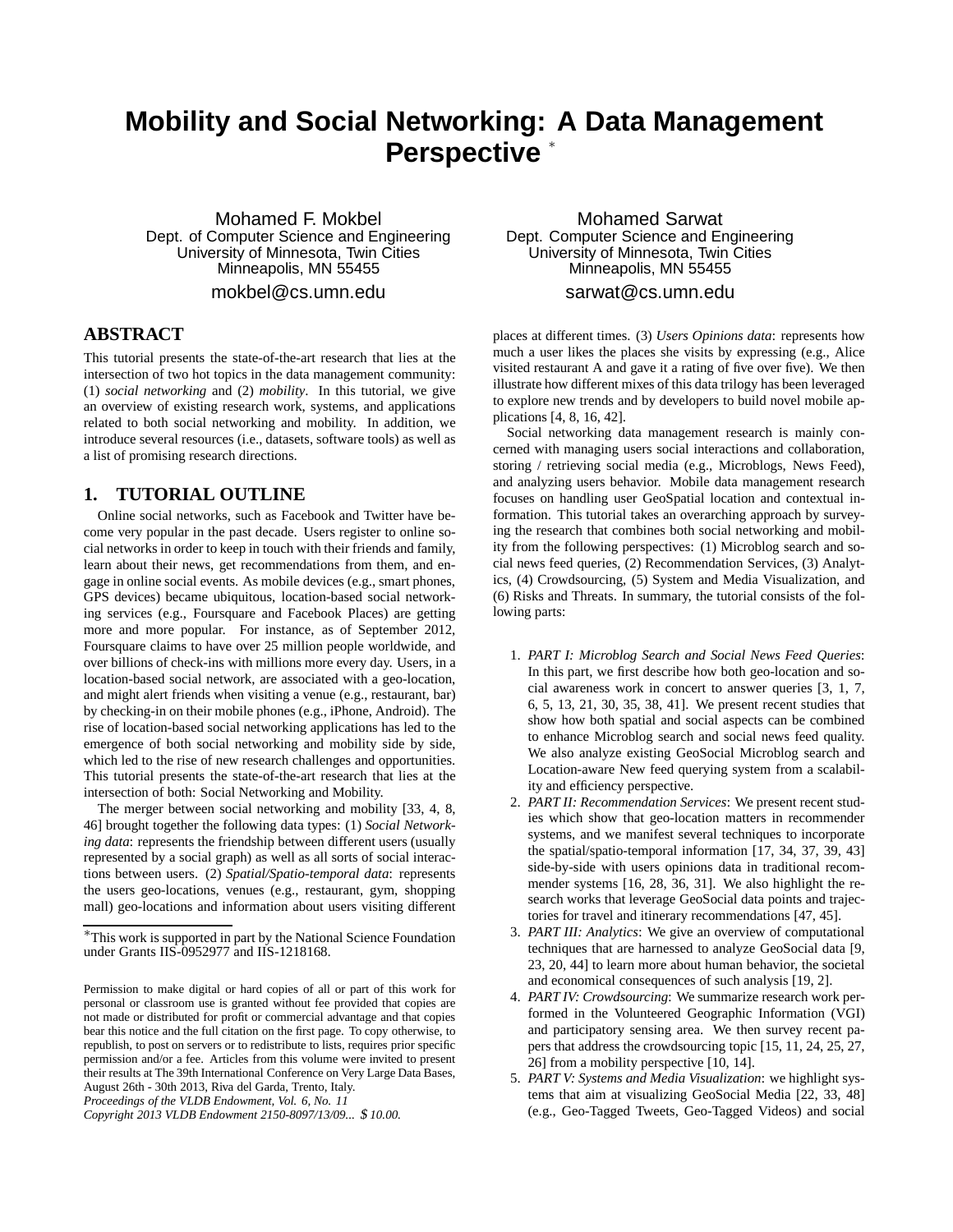# Mobility and Social Networking: A Data Management Perspective [*]

Mohamed F. Mokbel
Dept. of Computer Science and Engineering
University of Minnesota, Twin Cities
Minneapolis, MN 55455
mokbel@cs.umn.edu

Mohamed Sarwat
Dept. Computer Science and Engineering
University of Minnesota, Twin Cities
Minneapolis, MN 55455
sarwat@cs.umn.edu

## ABSTRACT

This tutorial presents the state-of-the-art research that lies at the intersection of two hot topics in the data management community: (1) *social networking* and (2) *mobility*. In this tutorial, we give an overview of existing research work, systems, and applications related to both social networking and mobility. In addition, we introduce several resources (i.e., datasets, software tools) as well as a list of promising research directions.

## 1. TUTORIAL OUTLINE

Online social networks, such as Facebook and Twitter have become very popular in the past decade. Users register to online social networks in order to keep in touch with their friends and family, learn about their news, get recommendations from them, and engage in online social events. As mobile devices (e.g., smart phones, GPS devices) became ubiquitous, location-based social networking services (e.g., Foursquare and Facebook Places) are getting more and more popular. For instance, as of September 2012, Foursquare claims to have over 25 million people worldwide, and over billions of check-ins with millions more every day. Users, in a location-based social network, are associated with a geo-location, and might alert friends when visiting a venue (e.g., restaurant, bar) by checking-in on their mobile phones (e.g., iPhone, Android). The rise of location-based social networking applications has led to the emergence of both social networking and mobility side by side, which led to the rise of new research challenges and opportunities. This tutorial presents the state-of-the-art research that lies at the intersection of both: Social Networking and Mobility.

The merger between social networking and mobility [33, 4, 8, 46] brought together the following data types: (1) *Social Networking data*: represents the friendship between different users (usually represented by a social graph) as well as all sorts of social interactions between users. (2) *Spatial/Spatio-temporal data*: represents the users geo-locations, venues (e.g., restaurant, gym, shopping mall) geo-locations and information about users visiting different places at different times. (3) *Users Opinions data*: represents how much a user likes the places she visits by expressing (e.g., Alice visited restaurant A and gave it a rating of five over five). We then illustrate how different mixes of this data trilogy has been leveraged to explore new trends and by developers to build novel mobile applications [4, 8, 16, 42].

Social networking data management research is mainly concerned with managing users social interactions and collaboration, storing / retrieving social media (e.g., Microblogs, News Feed), and analyzing users behavior. Mobile data management research focuses on handling user GeoSpatial location and contextual information. This tutorial takes an overarching approach by surveying the research that combines both social networking and mobility from the following perspectives: (1) Microblog search and social news feed queries, (2) Recommendation Services, (3) Analytics, (4) Crowdsourcing, (5) System and Media Visualization, and (6) Risks and Threats. In summary, the tutorial consists of the following parts:

1. *PART I: Microblog Search and Social News Feed Queries*: In this part, we first describe how both geo-location and social awareness work in concert to answer queries [3, 1, 7, 6, 5, 13, 21, 30, 35, 38, 41]. We present recent studies that show how both spatial and social aspects can be combined to enhance Microblog search and social news feed quality. We also analyze existing GeoSocial Microblog search and Location-aware New feed querying system from a scalability and efficiency perspective.
2. *PART II: Recommendation Services*: We present recent studies which show that geo-location matters in recommender systems, and we manifest several techniques to incorporate the spatial/spatio-temporal information [17, 34, 37, 39, 43] side-by-side with users opinions data in traditional recommender systems [16, 28, 36, 31]. We also highlight the research works that leverage GeoSocial data points and trajectories for travel and itinerary recommendations [47, 45].
3. *PART III: Analytics*: We give an overview of computational techniques that are harnessed to analyze GeoSocial data [9, 23, 20, 44] to learn more about human behavior, the societal and economical consequences of such analysis [19, 2].
4. *PART IV: Crowdsourcing*: We summarize research work performed in the Volunteered Geographic Information (VGI) and participatory sensing area. We then survey recent papers that address the crowdsourcing topic [15, 11, 24, 25, 27, 26] from a mobility perspective [10, 14].
5. *PART V: Systems and Media Visualization*: we highlight systems that aim at visualizing GeoSocial Media [22, 33, 48] (e.g., Geo-Tagged Tweets, Geo-Tagged Videos) and social

[*]This work is supported in part by the National Science Foundation under Grants IIS-0952977 and IIS-1218168.

Permission to make digital or hard copies of all or part of this work for personal or classroom use is granted without fee provided that copies are not made or distributed for profit or commercial advantage and that copies bear this notice and the full citation on the first page. To copy otherwise, to republish, to post on servers or to redistribute to lists, requires prior specific permission and/or a fee. Articles from this volume were invited to present their results at The 39th International Conference on Very Large Data Bases, August 26th - 30th 2013, Riva del Garda, Trento, Italy.
*Proceedings of the VLDB Endowment, Vol. 6, No. 11*
*Copyright 2013 VLDB Endowment 2150-8097/13/09... $ 10.00.*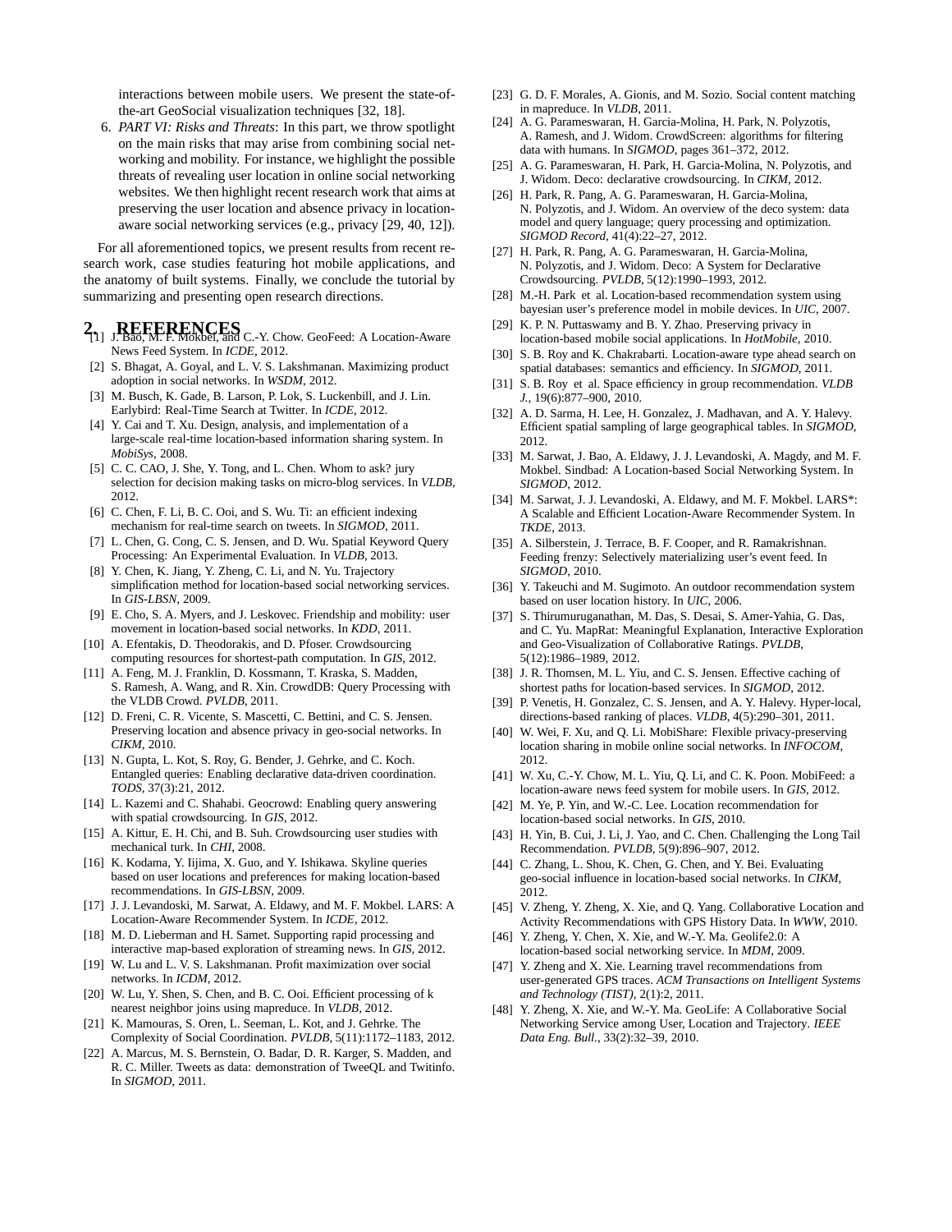interactions between mobile users. We present the state-of-the-art GeoSocial visualization techniques [32, 18].

6. *PART VI: Risks and Threats*: In this part, we throw spotlight on the main risks that may arise from combining social networking and mobility. For instance, we highlight the possible threats of revealing user location in online social networking websites. We then highlight recent research work that aims at preserving the user location and absence privacy in location-aware social networking services (e.g., privacy [29, 40, 12]).

For all aforementioned topics, we present results from recent research work, case studies featuring hot mobile applications, and the anatomy of built systems. Finally, we conclude the tutorial by summarizing and presenting open research directions.

## 2. REFERENCES

[1] J. Bao, M. F. Mokbel, and C.-Y. Chow. GeoFeed: A Location-Aware News Feed System. In *ICDE*, 2012.

[2] S. Bhagat, A. Goyal, and L. V. S. Lakshmanan. Maximizing product adoption in social networks. In *WSDM*, 2012.

[3] M. Busch, K. Gade, B. Larson, P. Lok, S. Luckenbill, and J. Lin. Earlybird: Real-Time Search at Twitter. In *ICDE*, 2012.

[4] Y. Cai and T. Xu. Design, analysis, and implementation of a large-scale real-time location-based information sharing system. In *MobiSys*, 2008.

[5] C. C. CAO, J. She, Y. Tong, and L. Chen. Whom to ask? jury selection for decision making tasks on micro-blog services. In *VLDB*, 2012.

[6] C. Chen, F. Li, B. C. Ooi, and S. Wu. Ti: an efficient indexing mechanism for real-time search on tweets. In *SIGMOD*, 2011.

[7] L. Chen, G. Cong, C. S. Jensen, and D. Wu. Spatial Keyword Query Processing: An Experimental Evaluation. In *VLDB*, 2013.

[8] Y. Chen, K. Jiang, Y. Zheng, C. Li, and N. Yu. Trajectory simplification method for location-based social networking services. In *GIS-LBSN*, 2009.

[9] E. Cho, S. A. Myers, and J. Leskovec. Friendship and mobility: user movement in location-based social networks. In *KDD*, 2011.

[10] A. Efentakis, D. Theodorakis, and D. Pfoser. Crowdsourcing computing resources for shortest-path computation. In *GIS*, 2012.

[11] A. Feng, M. J. Franklin, D. Kossmann, T. Kraska, S. Madden, S. Ramesh, A. Wang, and R. Xin. CrowdDB: Query Processing with the VLDB Crowd. *PVLDB*, 2011.

[12] D. Freni, C. R. Vicente, S. Mascetti, C. Bettini, and C. S. Jensen. Preserving location and absence privacy in geo-social networks. In *CIKM*, 2010.

[13] N. Gupta, L. Kot, S. Roy, G. Bender, J. Gehrke, and C. Koch. Entangled queries: Enabling declarative data-driven coordination. *TODS*, 37(3):21, 2012.

[14] L. Kazemi and C. Shahabi. Geocrowd: Enabling query answering with spatial crowdsourcing. In *GIS*, 2012.

[15] A. Kittur, E. H. Chi, and B. Suh. Crowdsourcing user studies with mechanical turk. In *CHI*, 2008.

[16] K. Kodama, Y. Iijima, X. Guo, and Y. Ishikawa. Skyline queries based on user locations and preferences for making location-based recommendations. In *GIS-LBSN*, 2009.

[17] J. J. Levandoski, M. Sarwat, A. Eldawy, and M. F. Mokbel. LARS: A Location-Aware Recommender System. In *ICDE*, 2012.

[18] M. D. Lieberman and H. Samet. Supporting rapid processing and interactive map-based exploration of streaming news. In *GIS*, 2012.

[19] W. Lu and L. V. S. Lakshmanan. Profit maximization over social networks. In *ICDM*, 2012.

[20] W. Lu, Y. Shen, S. Chen, and B. C. Ooi. Efficient processing of k nearest neighbor joins using mapreduce. In *VLDB*, 2012.

[21] K. Mamouras, S. Oren, L. Seeman, L. Kot, and J. Gehrke. The Complexity of Social Coordination. *PVLDB*, 5(11):1172–1183, 2012.

[22] A. Marcus, M. S. Bernstein, O. Badar, D. R. Karger, S. Madden, and R. C. Miller. Tweets as data: demonstration of TweeQL and Twitinfo. In *SIGMOD*, 2011.

[23] G. D. F. Morales, A. Gionis, and M. Sozio. Social content matching in mapreduce. In *VLDB*, 2011.

[24] A. G. Parameswaran, H. Garcia-Molina, H. Park, N. Polyzotis, A. Ramesh, and J. Widom. CrowdScreen: algorithms for filtering data with humans. In *SIGMOD*, pages 361–372, 2012.

[25] A. G. Parameswaran, H. Park, H. Garcia-Molina, N. Polyzotis, and J. Widom. Deco: declarative crowdsourcing. In *CIKM*, 2012.

[26] H. Park, R. Pang, A. G. Parameswaran, H. Garcia-Molina, N. Polyzotis, and J. Widom. An overview of the deco system: data model and query language; query processing and optimization. *SIGMOD Record*, 41(4):22–27, 2012.

[27] H. Park, R. Pang, A. G. Parameswaran, H. Garcia-Molina, N. Polyzotis, and J. Widom. Deco: A System for Declarative Crowdsourcing. *PVLDB*, 5(12):1990–1993, 2012.

[28] M.-H. Park et al. Location-based recommendation system using bayesian user's preference model in mobile devices. In *UIC*, 2007.

[29] K. P. N. Puttaswamy and B. Y. Zhao. Preserving privacy in location-based mobile social applications. In *HotMobile*, 2010.

[30] S. B. Roy and K. Chakrabarti. Location-aware type ahead search on spatial databases: semantics and efficiency. In *SIGMOD*, 2011.

[31] S. B. Roy et al. Space efficiency in group recommendation. *VLDB J.*, 19(6):877–900, 2010.

[32] A. D. Sarma, H. Lee, H. Gonzalez, J. Madhavan, and A. Y. Halevy. Efficient spatial sampling of large geographical tables. In *SIGMOD*, 2012.

[33] M. Sarwat, J. Bao, A. Eldawy, J. J. Levandoski, A. Magdy, and M. F. Mokbel. Sindbad: A Location-based Social Networking System. In *SIGMOD*, 2012.

[34] M. Sarwat, J. J. Levandoski, A. Eldawy, and M. F. Mokbel. LARS*: A Scalable and Efficient Location-Aware Recommender System. In *TKDE*, 2013.

[35] A. Silberstein, J. Terrace, B. F. Cooper, and R. Ramakrishnan. Feeding frenzy: Selectively materializing user's event feed. In *SIGMOD*, 2010.

[36] Y. Takeuchi and M. Sugimoto. An outdoor recommendation system based on user location history. In *UIC*, 2006.

[37] S. Thirumuruganathan, M. Das, S. Desai, S. Amer-Yahia, G. Das, and C. Yu. MapRat: Meaningful Explanation, Interactive Exploration and Geo-Visualization of Collaborative Ratings. *PVLDB*, 5(12):1986–1989, 2012.

[38] J. R. Thomsen, M. L. Yiu, and C. S. Jensen. Effective caching of shortest paths for location-based services. In *SIGMOD*, 2012.

[39] P. Venetis, H. Gonzalez, C. S. Jensen, and A. Y. Halevy. Hyper-local, directions-based ranking of places. *VLDB*, 4(5):290–301, 2011.

[40] W. Wei, F. Xu, and Q. Li. MobiShare: Flexible privacy-preserving location sharing in mobile online social networks. In *INFOCOM*, 2012.

[41] W. Xu, C.-Y. Chow, M. L. Yiu, Q. Li, and C. K. Poon. MobiFeed: a location-aware news feed system for mobile users. In *GIS*, 2012.

[42] M. Ye, P. Yin, and W.-C. Lee. Location recommendation for location-based social networks. In *GIS*, 2010.

[43] H. Yin, B. Cui, J. Li, J. Yao, and C. Chen. Challenging the Long Tail Recommendation. *PVLDB*, 5(9):896–907, 2012.

[44] C. Zhang, L. Shou, K. Chen, G. Chen, and Y. Bei. Evaluating geo-social influence in location-based social networks. In *CIKM*, 2012.

[45] V. Zheng, Y. Zheng, X. Xie, and Q. Yang. Collaborative Location and Activity Recommendations with GPS History Data. In *WWW*, 2010.

[46] Y. Zheng, Y. Chen, X. Xie, and W.-Y. Ma. Geolife2.0: A location-based social networking service. In *MDM*, 2009.

[47] Y. Zheng and X. Xie. Learning travel recommendations from user-generated GPS traces. *ACM Transactions on Intelligent Systems and Technology (TIST)*, 2(1):2, 2011.

[48] Y. Zheng, X. Xie, and W.-Y. Ma. GeoLife: A Collaborative Social Networking Service among User, Location and Trajectory. *IEEE Data Eng. Bull.*, 33(2):32–39, 2010.